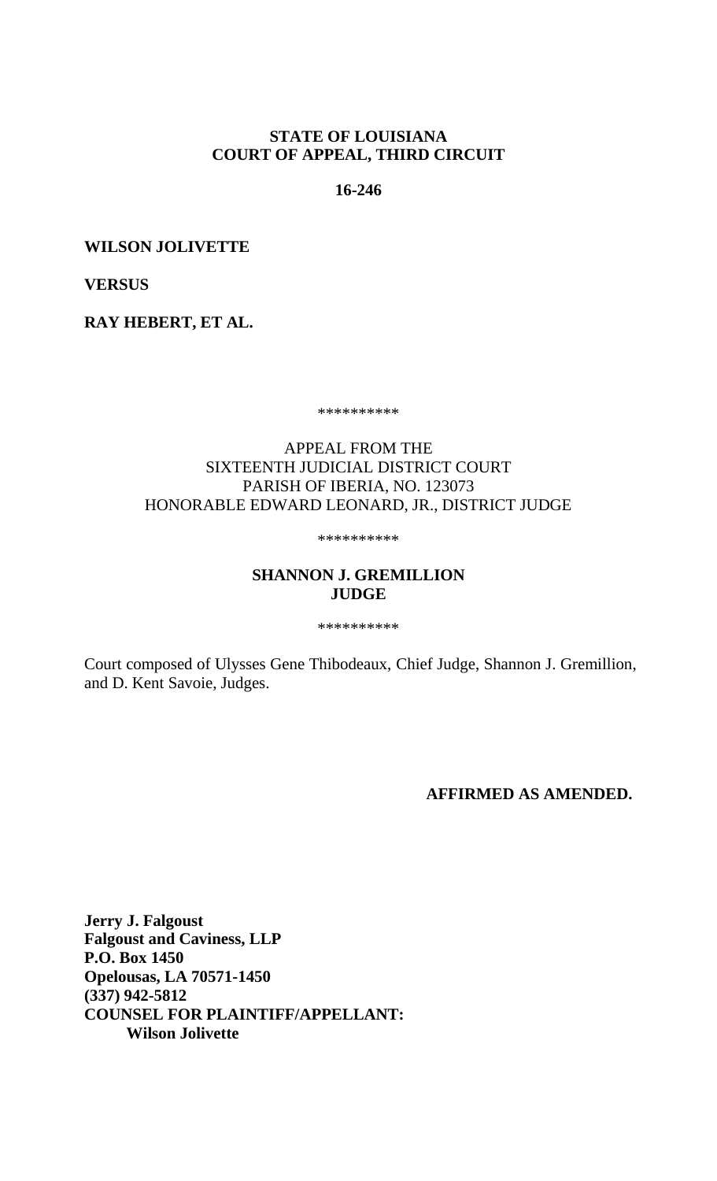**STATE OF LOUISIANA**
**COURT OF APPEAL, THIRD CIRCUIT**

**16-246**

**WILSON JOLIVETTE**

**VERSUS**

**RAY HEBERT, ET AL.**

\*\*\*\*\*\*\*\*\*\*

APPEAL FROM THE
SIXTEENTH JUDICIAL DISTRICT COURT
PARISH OF IBERIA, NO. 123073
HONORABLE EDWARD LEONARD, JR., DISTRICT JUDGE

\*\*\*\*\*\*\*\*\*\*

**SHANNON J. GREMILLION**
**JUDGE**

\*\*\*\*\*\*\*\*\*\*

Court composed of Ulysses Gene Thibodeaux, Chief Judge, Shannon J. Gremillion, and D. Kent Savoie, Judges.

**AFFIRMED AS AMENDED.**

**Jerry J. Falgoust**
**Falgoust and Caviness, LLP**
**P.O. Box 1450**
**Opelousas, LA 70571-1450**
**(337) 942-5812**
**COUNSEL FOR PLAINTIFF/APPELLANT:**
**Wilson Jolivette**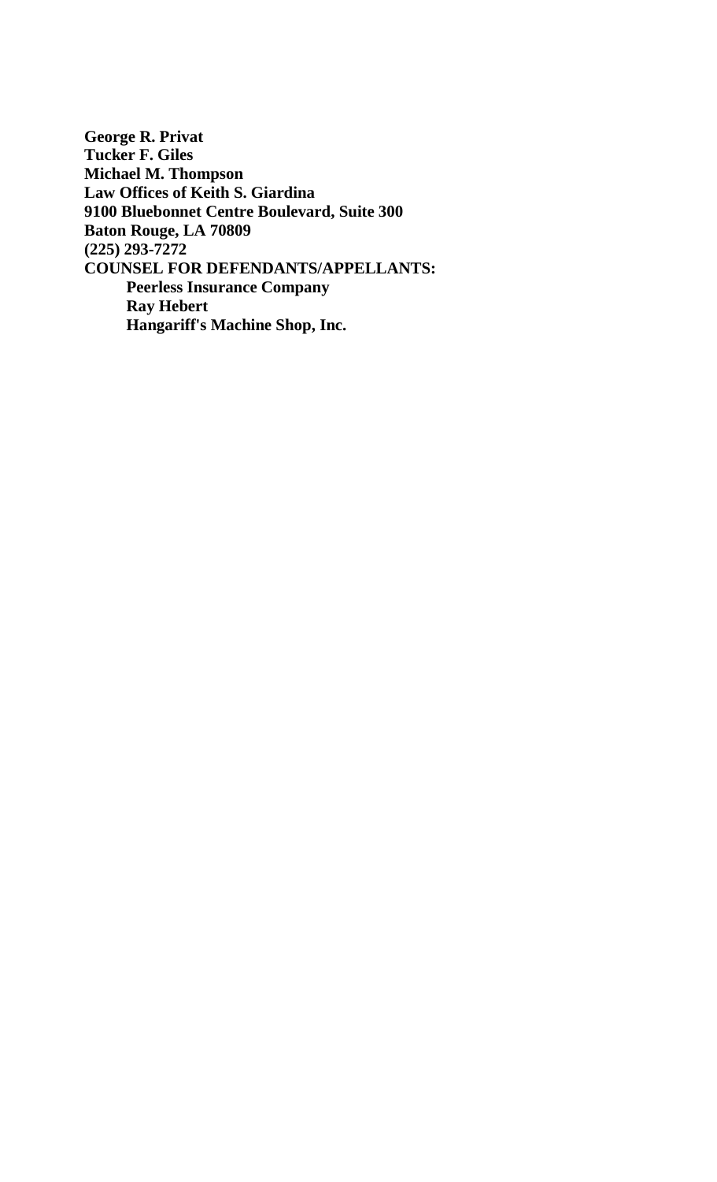**George R. Privat**
**Tucker F. Giles**
**Michael M. Thompson**
**Law Offices of Keith S. Giardina**
**9100 Bluebonnet Centre Boulevard, Suite 300**
**Baton Rouge, LA 70809**
**(225) 293-7272**
**COUNSEL FOR DEFENDANTS/APPELLANTS:**

  **Peerless Insurance Company**
  **Ray Hebert**
  **Hangariff's Machine Shop, Inc.**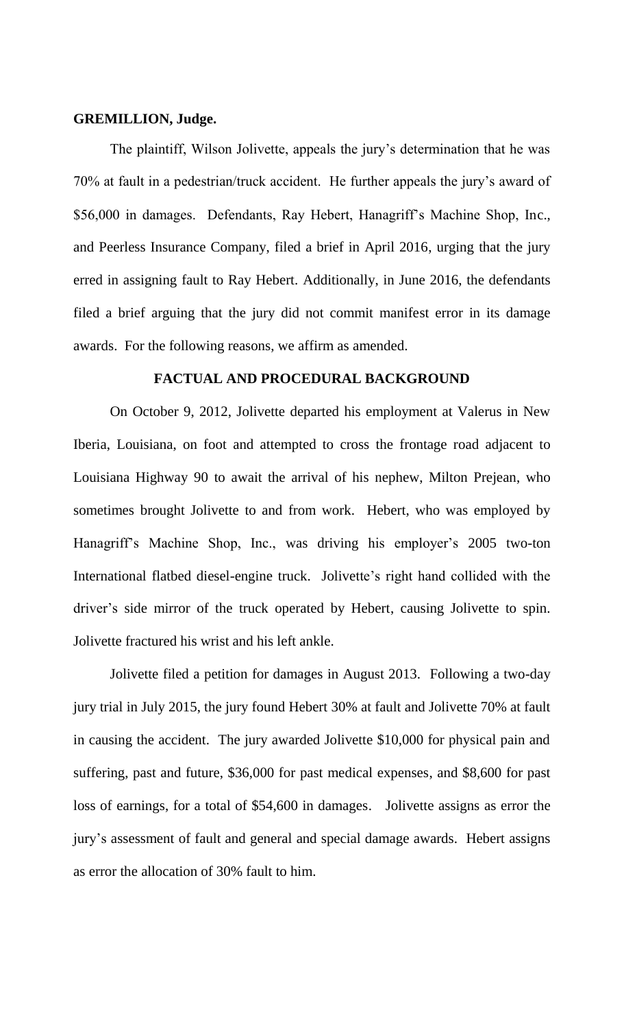**GREMILLION, Judge.**

The plaintiff, Wilson Jolivette, appeals the jury's determination that he was 70% at fault in a pedestrian/truck accident. He further appeals the jury's award of \$56,000 in damages. Defendants, Ray Hebert, Hanagriff's Machine Shop, Inc., and Peerless Insurance Company, filed a brief in April 2016, urging that the jury erred in assigning fault to Ray Hebert. Additionally, in June 2016, the defendants filed a brief arguing that the jury did not commit manifest error in its damage awards. For the following reasons, we affirm as amended.

## FACTUAL AND PROCEDURAL BACKGROUND

On October 9, 2012, Jolivette departed his employment at Valerus in New Iberia, Louisiana, on foot and attempted to cross the frontage road adjacent to Louisiana Highway 90 to await the arrival of his nephew, Milton Prejean, who sometimes brought Jolivette to and from work. Hebert, who was employed by Hanagriff's Machine Shop, Inc., was driving his employer's 2005 two-ton International flatbed diesel-engine truck. Jolivette's right hand collided with the driver's side mirror of the truck operated by Hebert, causing Jolivette to spin. Jolivette fractured his wrist and his left ankle.

Jolivette filed a petition for damages in August 2013. Following a two-day jury trial in July 2015, the jury found Hebert 30% at fault and Jolivette 70% at fault in causing the accident. The jury awarded Jolivette \$10,000 for physical pain and suffering, past and future, \$36,000 for past medical expenses, and \$8,600 for past loss of earnings, for a total of \$54,600 in damages. Jolivette assigns as error the jury's assessment of fault and general and special damage awards. Hebert assigns as error the allocation of 30% fault to him.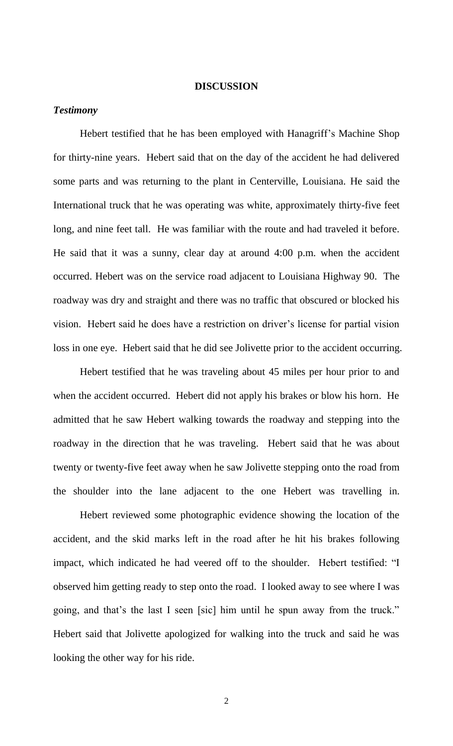## DISCUSSION

### *Testimony*

Hebert testified that he has been employed with Hanagriff's Machine Shop for thirty-nine years. Hebert said that on the day of the accident he had delivered some parts and was returning to the plant in Centerville, Louisiana. He said the International truck that he was operating was white, approximately thirty-five feet long, and nine feet tall. He was familiar with the route and had traveled it before. He said that it was a sunny, clear day at around 4:00 p.m. when the accident occurred. Hebert was on the service road adjacent to Louisiana Highway 90. The roadway was dry and straight and there was no traffic that obscured or blocked his vision. Hebert said he does have a restriction on driver's license for partial vision loss in one eye. Hebert said that he did see Jolivette prior to the accident occurring.

Hebert testified that he was traveling about 45 miles per hour prior to and when the accident occurred. Hebert did not apply his brakes or blow his horn. He admitted that he saw Hebert walking towards the roadway and stepping into the roadway in the direction that he was traveling. Hebert said that he was about twenty or twenty-five feet away when he saw Jolivette stepping onto the road from the shoulder into the lane adjacent to the one Hebert was travelling in.

Hebert reviewed some photographic evidence showing the location of the accident, and the skid marks left in the road after he hit his brakes following impact, which indicated he had veered off to the shoulder. Hebert testified: "I observed him getting ready to step onto the road. I looked away to see where I was going, and that's the last I seen [sic] him until he spun away from the truck." Hebert said that Jolivette apologized for walking into the truck and said he was looking the other way for his ride.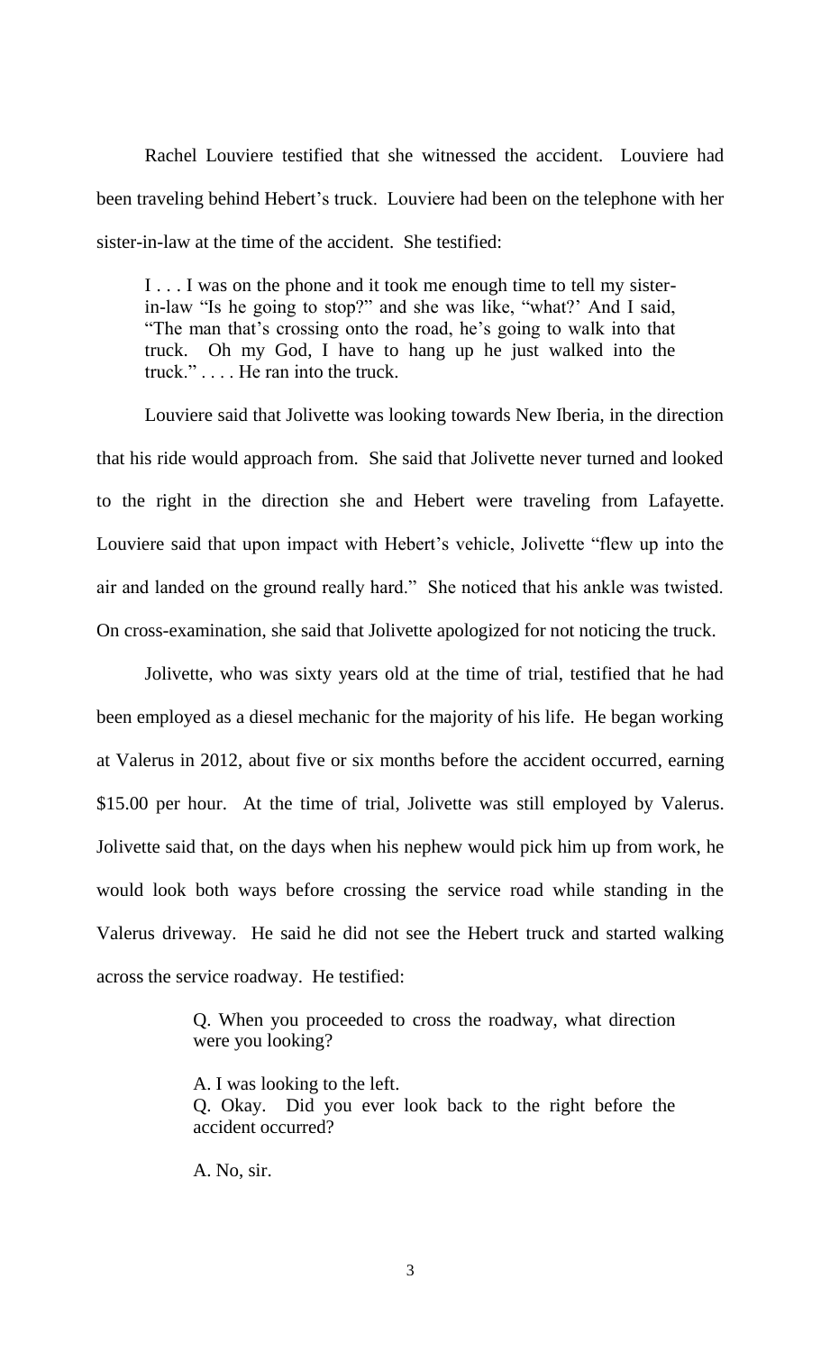Rachel Louviere testified that she witnessed the accident. Louviere had been traveling behind Hebert's truck. Louviere had been on the telephone with her sister-in-law at the time of the accident. She testified:

> I . . . I was on the phone and it took me enough time to tell my sister-in-law "Is he going to stop?" and she was like, "what?' And I said, "The man that's crossing onto the road, he's going to walk into that truck. Oh my God, I have to hang up he just walked into the truck." . . . . He ran into the truck.

Louviere said that Jolivette was looking towards New Iberia, in the direction that his ride would approach from. She said that Jolivette never turned and looked to the right in the direction she and Hebert were traveling from Lafayette. Louviere said that upon impact with Hebert's vehicle, Jolivette "flew up into the air and landed on the ground really hard." She noticed that his ankle was twisted. On cross-examination, she said that Jolivette apologized for not noticing the truck.

Jolivette, who was sixty years old at the time of trial, testified that he had been employed as a diesel mechanic for the majority of his life. He began working at Valerus in 2012, about five or six months before the accident occurred, earning $15.00 per hour. At the time of trial, Jolivette was still employed by Valerus. Jolivette said that, on the days when his nephew would pick him up from work, he would look both ways before crossing the service road while standing in the Valerus driveway. He said he did not see the Hebert truck and started walking across the service roadway. He testified:

> Q. When you proceeded to cross the roadway, what direction were you looking?
>
> A. I was looking to the left.
> Q. Okay. Did you ever look back to the right before the accident occurred?
>
> A. No, sir.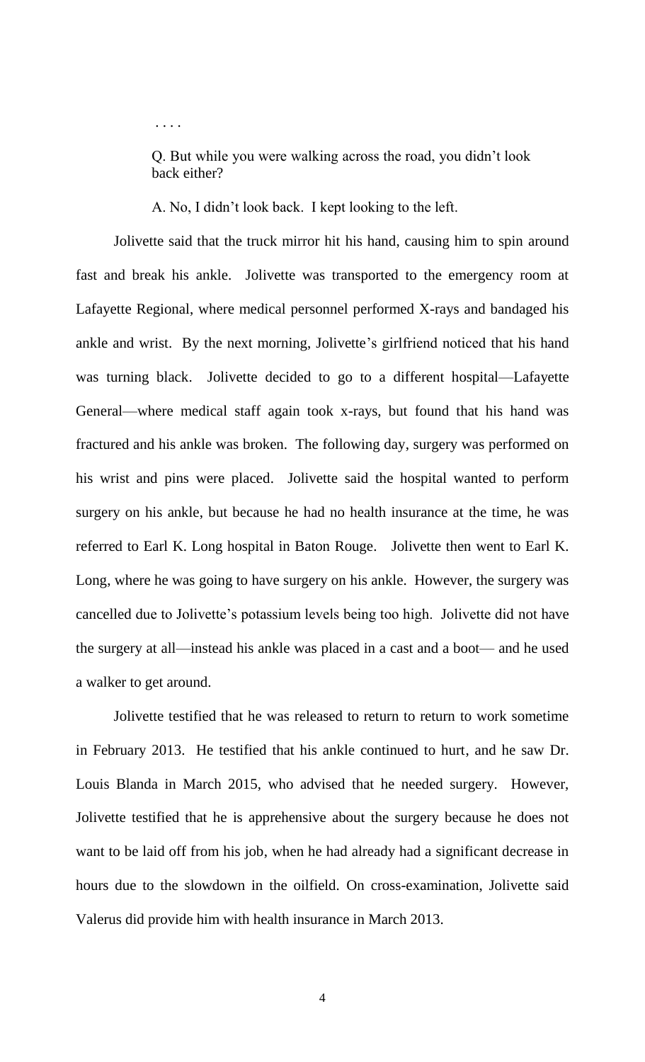> . . . .
>
> Q. But while you were walking across the road, you didn't look back either?
>
> A. No, I didn't look back. I kept looking to the left.

Jolivette said that the truck mirror hit his hand, causing him to spin around fast and break his ankle. Jolivette was transported to the emergency room at Lafayette Regional, where medical personnel performed X-rays and bandaged his ankle and wrist. By the next morning, Jolivette's girlfriend noticed that his hand was turning black. Jolivette decided to go to a different hospital—Lafayette General—where medical staff again took x-rays, but found that his hand was fractured and his ankle was broken. The following day, surgery was performed on his wrist and pins were placed. Jolivette said the hospital wanted to perform surgery on his ankle, but because he had no health insurance at the time, he was referred to Earl K. Long hospital in Baton Rouge. Jolivette then went to Earl K. Long, where he was going to have surgery on his ankle. However, the surgery was cancelled due to Jolivette's potassium levels being too high. Jolivette did not have the surgery at all—instead his ankle was placed in a cast and a boot— and he used a walker to get around.

Jolivette testified that he was released to return to return to work sometime in February 2013. He testified that his ankle continued to hurt, and he saw Dr. Louis Blanda in March 2015, who advised that he needed surgery. However, Jolivette testified that he is apprehensive about the surgery because he does not want to be laid off from his job, when he had already had a significant decrease in hours due to the slowdown in the oilfield. On cross-examination, Jolivette said Valerus did provide him with health insurance in March 2013.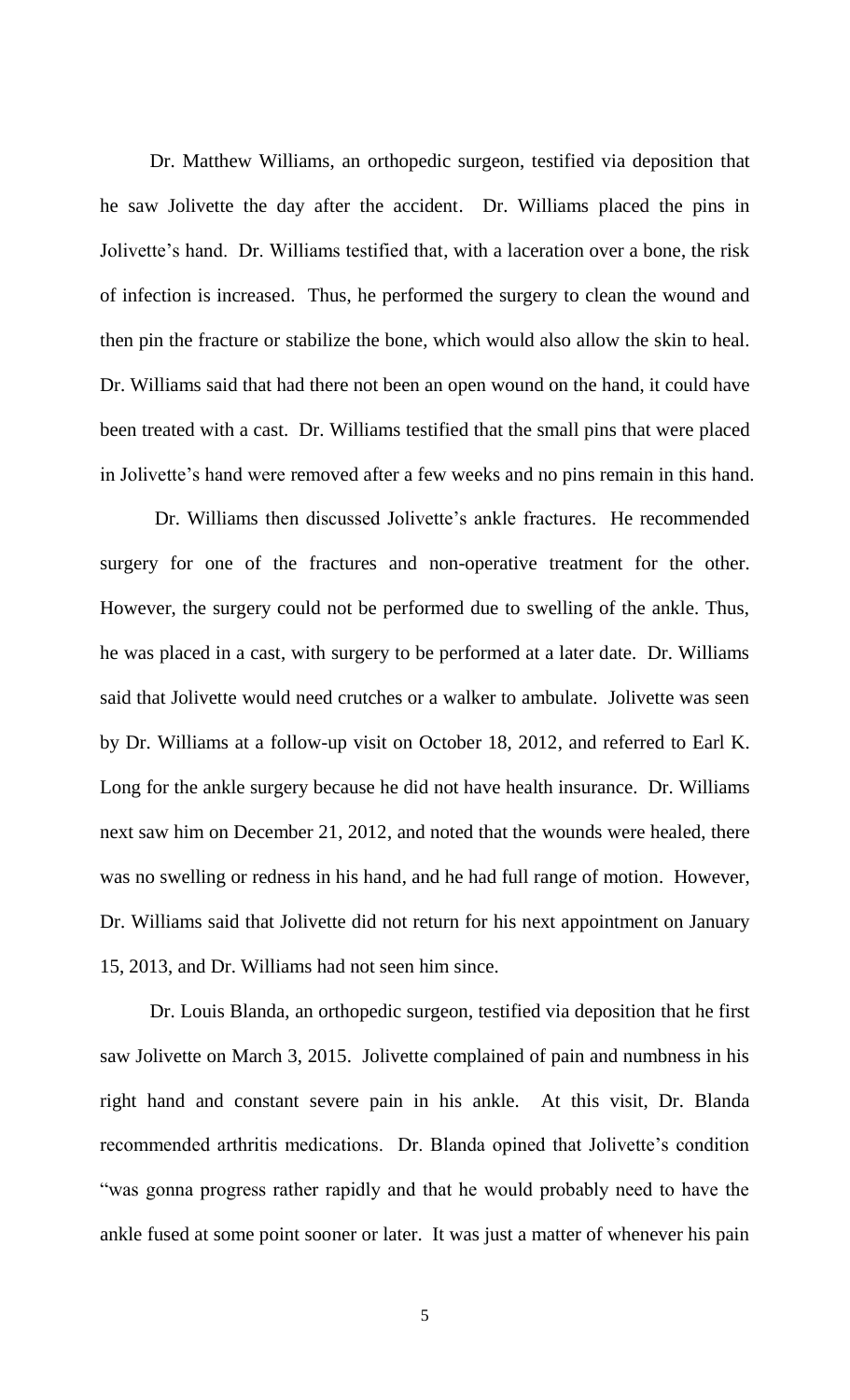Dr. Matthew Williams, an orthopedic surgeon, testified via deposition that he saw Jolivette the day after the accident. Dr. Williams placed the pins in Jolivette's hand. Dr. Williams testified that, with a laceration over a bone, the risk of infection is increased. Thus, he performed the surgery to clean the wound and then pin the fracture or stabilize the bone, which would also allow the skin to heal. Dr. Williams said that had there not been an open wound on the hand, it could have been treated with a cast. Dr. Williams testified that the small pins that were placed in Jolivette's hand were removed after a few weeks and no pins remain in this hand.

Dr. Williams then discussed Jolivette's ankle fractures. He recommended surgery for one of the fractures and non-operative treatment for the other. However, the surgery could not be performed due to swelling of the ankle. Thus, he was placed in a cast, with surgery to be performed at a later date. Dr. Williams said that Jolivette would need crutches or a walker to ambulate. Jolivette was seen by Dr. Williams at a follow-up visit on October 18, 2012, and referred to Earl K. Long for the ankle surgery because he did not have health insurance. Dr. Williams next saw him on December 21, 2012, and noted that the wounds were healed, there was no swelling or redness in his hand, and he had full range of motion. However, Dr. Williams said that Jolivette did not return for his next appointment on January 15, 2013, and Dr. Williams had not seen him since.

Dr. Louis Blanda, an orthopedic surgeon, testified via deposition that he first saw Jolivette on March 3, 2015. Jolivette complained of pain and numbness in his right hand and constant severe pain in his ankle. At this visit, Dr. Blanda recommended arthritis medications. Dr. Blanda opined that Jolivette's condition "was gonna progress rather rapidly and that he would probably need to have the ankle fused at some point sooner or later. It was just a matter of whenever his pain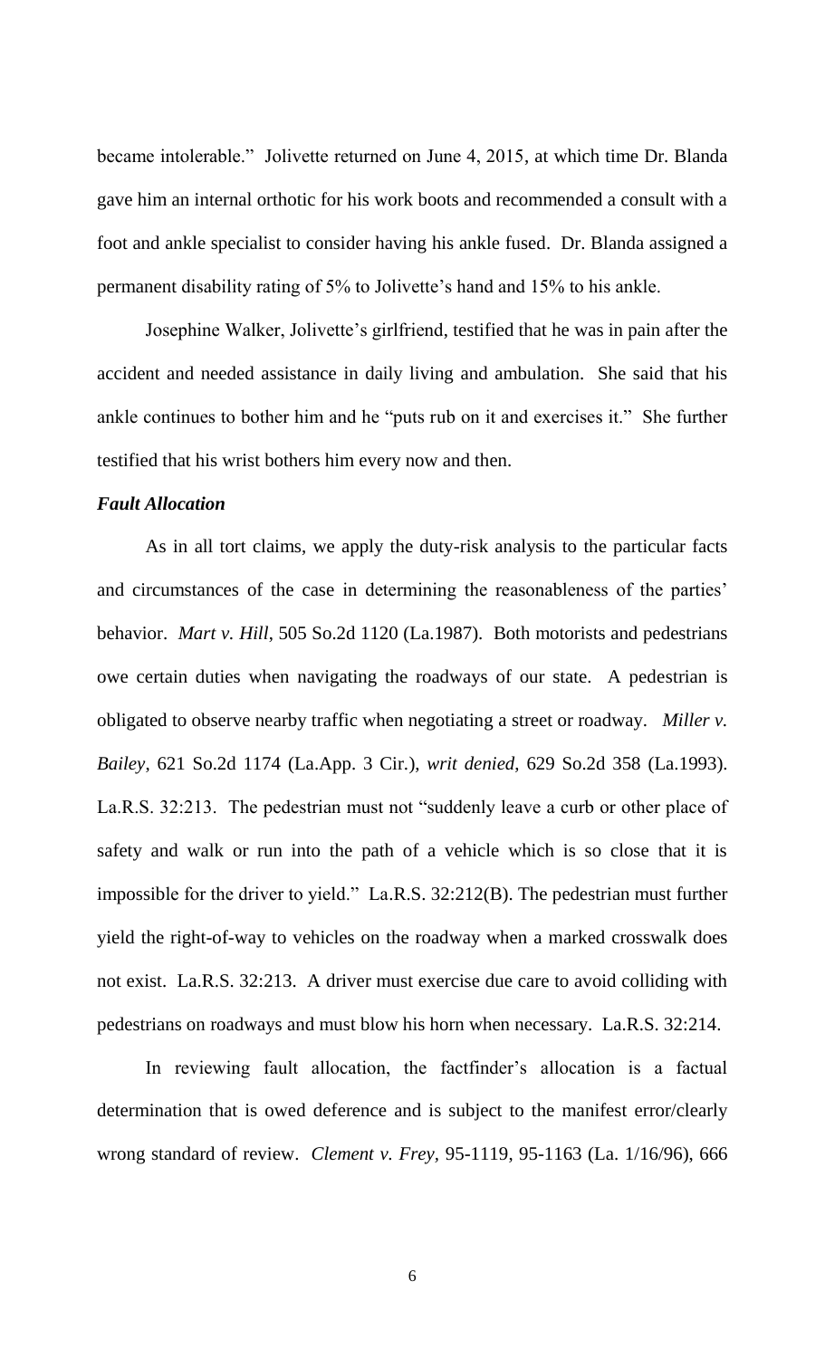became intolerable." Jolivette returned on June 4, 2015, at which time Dr. Blanda gave him an internal orthotic for his work boots and recommended a consult with a foot and ankle specialist to consider having his ankle fused. Dr. Blanda assigned a permanent disability rating of 5% to Jolivette's hand and 15% to his ankle.

Josephine Walker, Jolivette's girlfriend, testified that he was in pain after the accident and needed assistance in daily living and ambulation. She said that his ankle continues to bother him and he "puts rub on it and exercises it." She further testified that his wrist bothers him every now and then.

### ***Fault Allocation***

As in all tort claims, we apply the duty-risk analysis to the particular facts and circumstances of the case in determining the reasonableness of the parties' behavior. *Mart v. Hill*, 505 So.2d 1120 (La.1987). Both motorists and pedestrians owe certain duties when navigating the roadways of our state. A pedestrian is obligated to observe nearby traffic when negotiating a street or roadway. *Miller v. Bailey*, 621 So.2d 1174 (La.App. 3 Cir.), *writ denied*, 629 So.2d 358 (La.1993). La.R.S. 32:213. The pedestrian must not "suddenly leave a curb or other place of safety and walk or run into the path of a vehicle which is so close that it is impossible for the driver to yield." La.R.S. 32:212(B). The pedestrian must further yield the right-of-way to vehicles on the roadway when a marked crosswalk does not exist. La.R.S. 32:213. A driver must exercise due care to avoid colliding with pedestrians on roadways and must blow his horn when necessary. La.R.S. 32:214.

In reviewing fault allocation, the factfinder's allocation is a factual determination that is owed deference and is subject to the manifest error/clearly wrong standard of review. *Clement v. Frey*, 95-1119, 95-1163 (La. 1/16/96), 666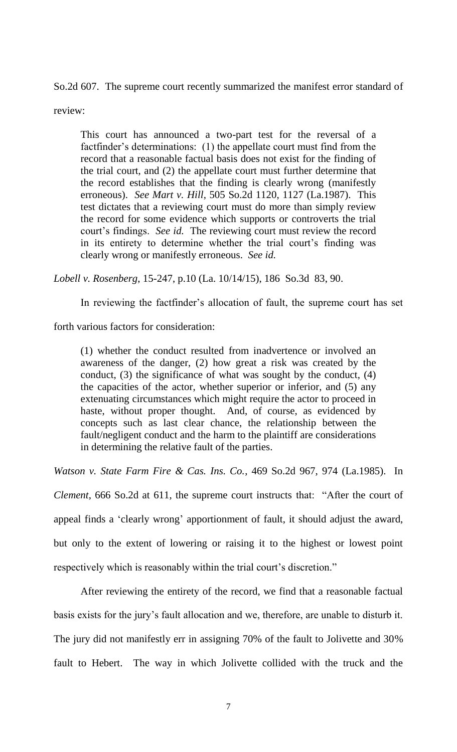So.2d 607. The supreme court recently summarized the manifest error standard of review:

> This court has announced a two-part test for the reversal of a factfinder's determinations: (1) the appellate court must find from the record that a reasonable factual basis does not exist for the finding of the trial court, and (2) the appellate court must further determine that the record establishes that the finding is clearly wrong (manifestly erroneous). *See Mart v. Hill*, 505 So.2d 1120, 1127 (La.1987). This test dictates that a reviewing court must do more than simply review the record for some evidence which supports or controverts the trial court's findings. *See id.* The reviewing court must review the record in its entirety to determine whether the trial court's finding was clearly wrong or manifestly erroneous. *See id.*

*Lobell v. Rosenberg*, 15-247, p.10 (La. 10/14/15), 186 So.3d 83, 90.

In reviewing the factfinder's allocation of fault, the supreme court has set forth various factors for consideration:

> (1) whether the conduct resulted from inadvertence or involved an awareness of the danger, (2) how great a risk was created by the conduct, (3) the significance of what was sought by the conduct, (4) the capacities of the actor, whether superior or inferior, and (5) any extenuating circumstances which might require the actor to proceed in haste, without proper thought. And, of course, as evidenced by concepts such as last clear chance, the relationship between the fault/negligent conduct and the harm to the plaintiff are considerations in determining the relative fault of the parties.

*Watson v. State Farm Fire & Cas. Ins. Co.*, 469 So.2d 967, 974 (La.1985). In *Clement*, 666 So.2d at 611, the supreme court instructs that: "After the court of appeal finds a 'clearly wrong' apportionment of fault, it should adjust the award, but only to the extent of lowering or raising it to the highest or lowest point respectively which is reasonably within the trial court's discretion."

After reviewing the entirety of the record, we find that a reasonable factual basis exists for the jury's fault allocation and we, therefore, are unable to disturb it. The jury did not manifestly err in assigning 70% of the fault to Jolivette and 30% fault to Hebert. The way in which Jolivette collided with the truck and the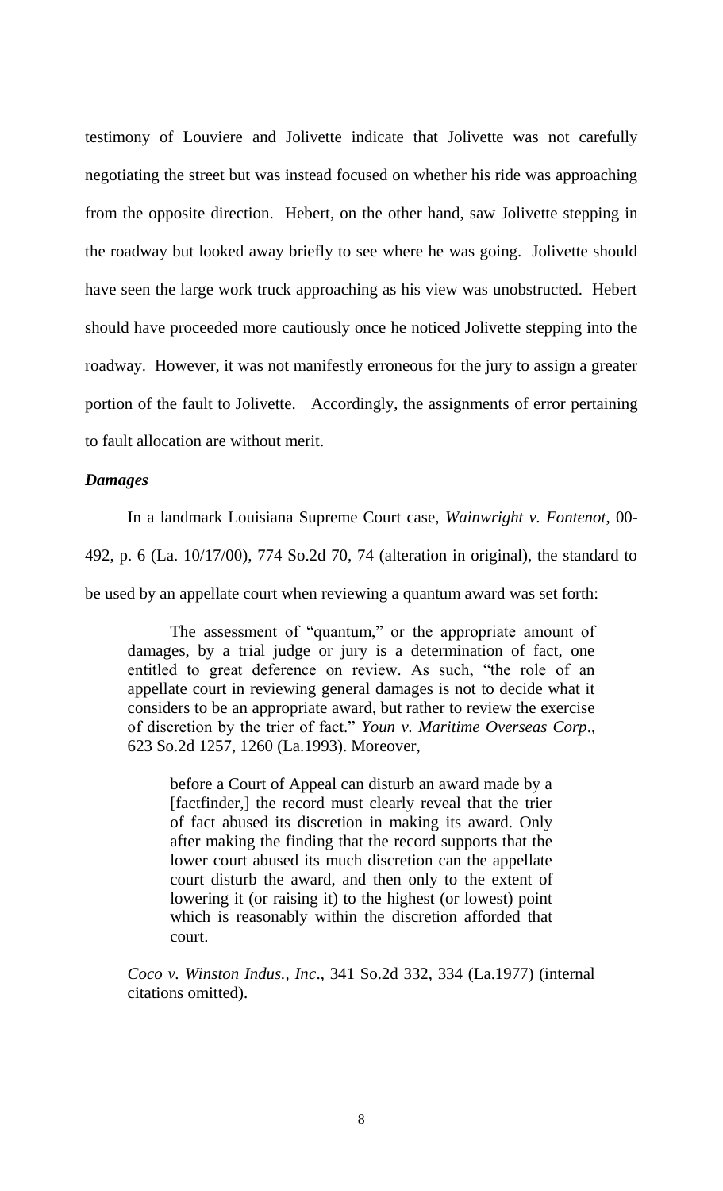testimony of Louviere and Jolivette indicate that Jolivette was not carefully negotiating the street but was instead focused on whether his ride was approaching from the opposite direction. Hebert, on the other hand, saw Jolivette stepping in the roadway but looked away briefly to see where he was going. Jolivette should have seen the large work truck approaching as his view was unobstructed. Hebert should have proceeded more cautiously once he noticed Jolivette stepping into the roadway. However, it was not manifestly erroneous for the jury to assign a greater portion of the fault to Jolivette. Accordingly, the assignments of error pertaining to fault allocation are without merit.

***Damages***

In a landmark Louisiana Supreme Court case, *Wainwright v. Fontenot*, 00-492, p. 6 (La. 10/17/00), 774 So.2d 70, 74 (alteration in original), the standard to be used by an appellate court when reviewing a quantum award was set forth:

> The assessment of "quantum," or the appropriate amount of damages, by a trial judge or jury is a determination of fact, one entitled to great deference on review. As such, "the role of an appellate court in reviewing general damages is not to decide what it considers to be an appropriate award, but rather to review the exercise of discretion by the trier of fact." *Youn v. Maritime Overseas Corp*., 623 So.2d 1257, 1260 (La.1993). Moreover,
>
> > before a Court of Appeal can disturb an award made by a [factfinder,] the record must clearly reveal that the trier of fact abused its discretion in making its award. Only after making the finding that the record supports that the lower court abused its much discretion can the appellate court disturb the award, and then only to the extent of lowering it (or raising it) to the highest (or lowest) point which is reasonably within the discretion afforded that court.
>
> *Coco v. Winston Indus., Inc*., 341 So.2d 332, 334 (La.1977) (internal citations omitted).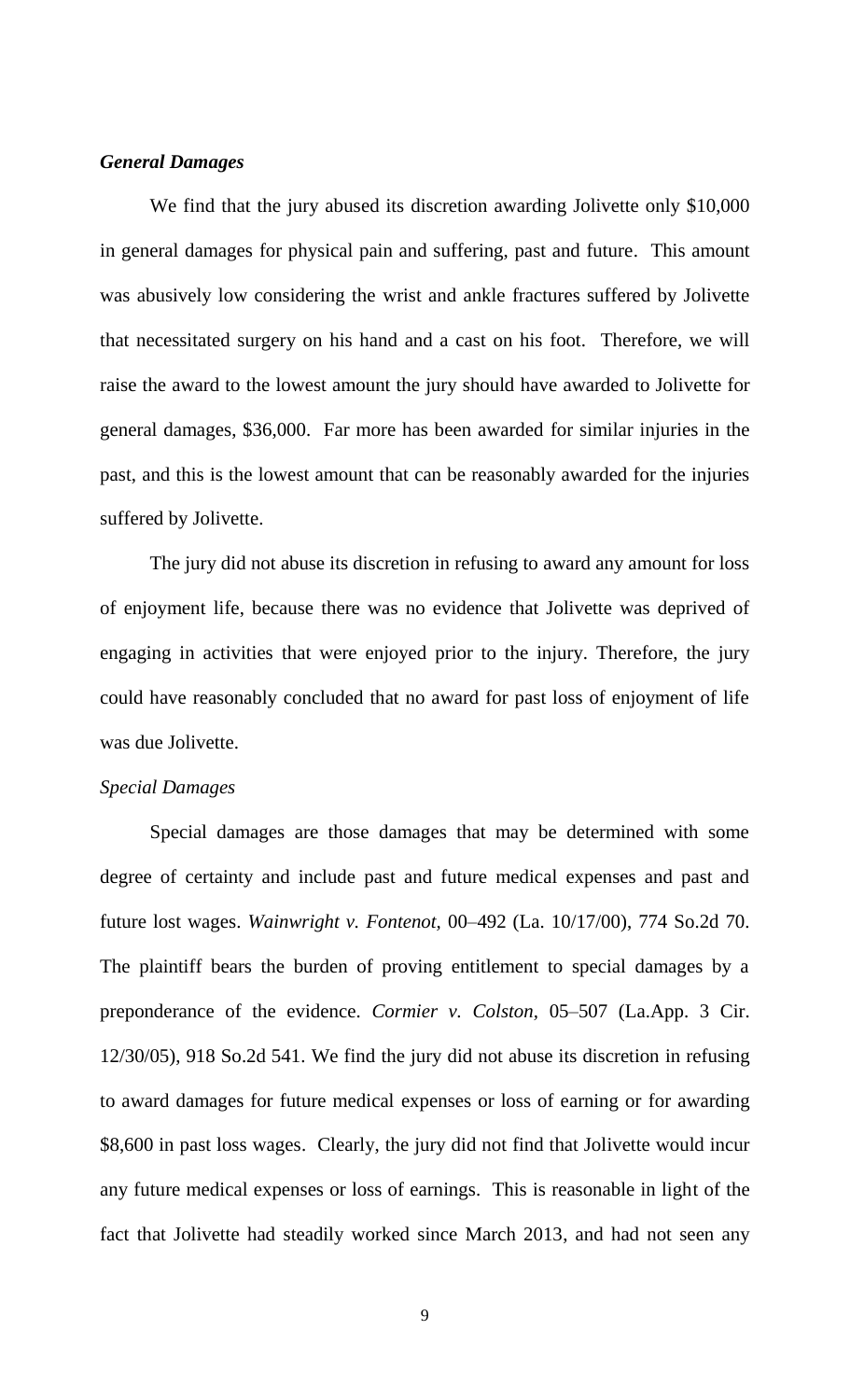### *General Damages*

We find that the jury abused its discretion awarding Jolivette only $10,000 in general damages for physical pain and suffering, past and future. This amount was abusively low considering the wrist and ankle fractures suffered by Jolivette that necessitated surgery on his hand and a cast on his foot. Therefore, we will raise the award to the lowest amount the jury should have awarded to Jolivette for general damages, $36,000. Far more has been awarded for similar injuries in the past, and this is the lowest amount that can be reasonably awarded for the injuries suffered by Jolivette.

The jury did not abuse its discretion in refusing to award any amount for loss of enjoyment life, because there was no evidence that Jolivette was deprived of engaging in activities that were enjoyed prior to the injury. Therefore, the jury could have reasonably concluded that no award for past loss of enjoyment of life was due Jolivette.

### *Special Damages*

Special damages are those damages that may be determined with some degree of certainty and include past and future medical expenses and past and future lost wages. *Wainwright v. Fontenot,* 00–492 (La. 10/17/00), 774 So.2d 70. The plaintiff bears the burden of proving entitlement to special damages by a preponderance of the evidence. *Cormier v. Colston*, 05–507 (La.App. 3 Cir. 12/30/05), 918 So.2d 541. We find the jury did not abuse its discretion in refusing to award damages for future medical expenses or loss of earning or for awarding $8,600 in past loss wages. Clearly, the jury did not find that Jolivette would incur any future medical expenses or loss of earnings. This is reasonable in light of the fact that Jolivette had steadily worked since March 2013, and had not seen any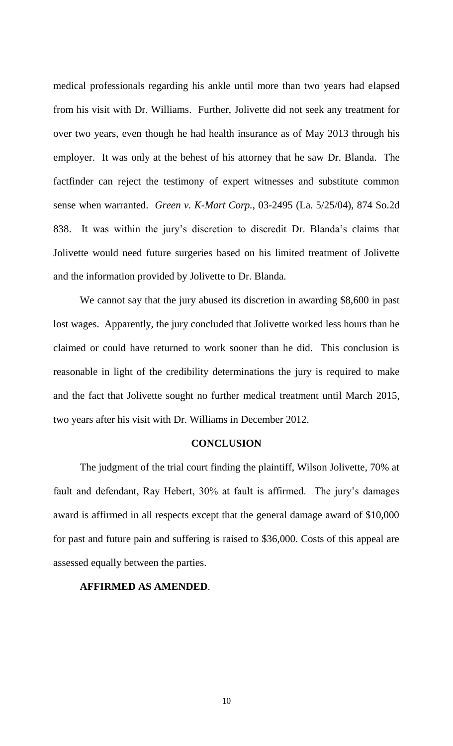medical professionals regarding his ankle until more than two years had elapsed from his visit with Dr. Williams. Further, Jolivette did not seek any treatment for over two years, even though he had health insurance as of May 2013 through his employer. It was only at the behest of his attorney that he saw Dr. Blanda. The factfinder can reject the testimony of expert witnesses and substitute common sense when warranted. *Green v. K-Mart Corp.*, 03-2495 (La. 5/25/04), 874 So.2d 838. It was within the jury's discretion to discredit Dr. Blanda's claims that Jolivette would need future surgeries based on his limited treatment of Jolivette and the information provided by Jolivette to Dr. Blanda.

We cannot say that the jury abused its discretion in awarding $8,600 in past lost wages. Apparently, the jury concluded that Jolivette worked less hours than he claimed or could have returned to work sooner than he did. This conclusion is reasonable in light of the credibility determinations the jury is required to make and the fact that Jolivette sought no further medical treatment until March 2015, two years after his visit with Dr. Williams in December 2012.

## CONCLUSION

The judgment of the trial court finding the plaintiff, Wilson Jolivette, 70% at fault and defendant, Ray Hebert, 30% at fault is affirmed. The jury's damages award is affirmed in all respects except that the general damage award of $10,000 for past and future pain and suffering is raised to $36,000. Costs of this appeal are assessed equally between the parties.

**AFFIRMED AS AMENDED**.